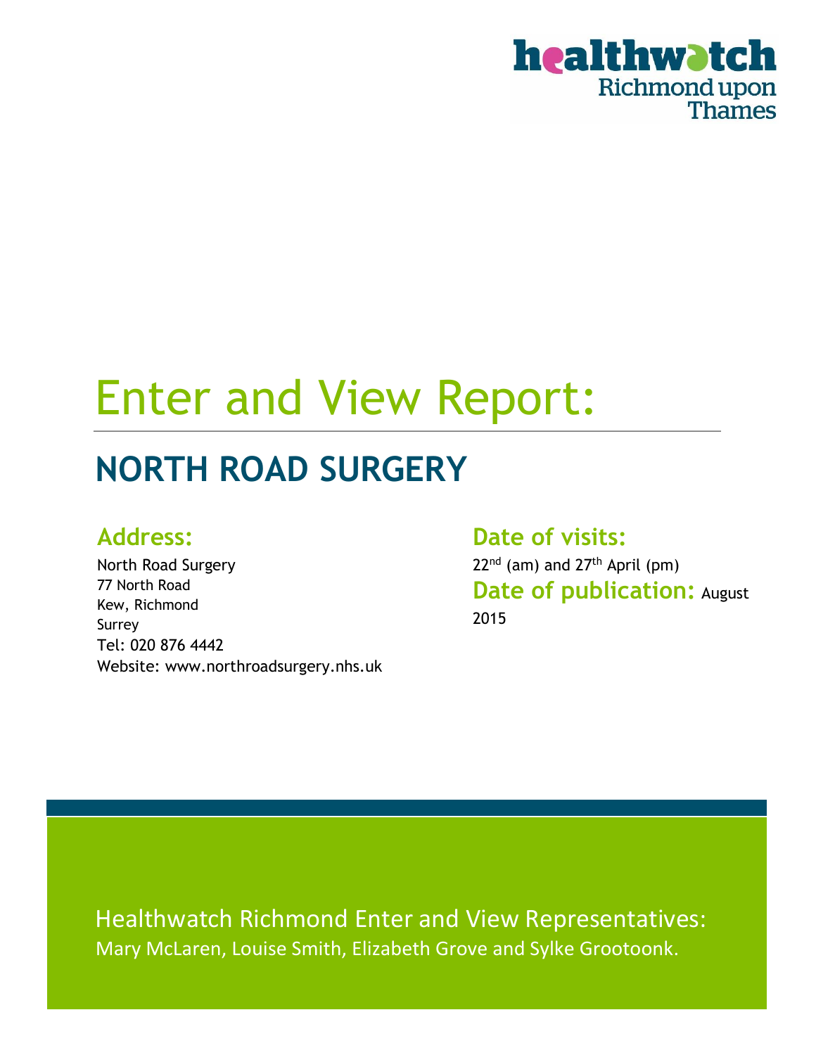# Enter and View Report:

## NORTH ROAD SURGERY

### Address:

North Road Surgery
77 North Road
Kew, Richmond
Surrey
Tel: 020 876 4442
Website: www.northroadsurgery.nhs.uk

### Date of visits:

22nd (am) and 27th April (pm)

### Date of publication: August 2015

Healthwatch Richmond Enter and View Representatives:
Mary McLaren, Louise Smith, Elizabeth Grove and Sylke Grootoonk.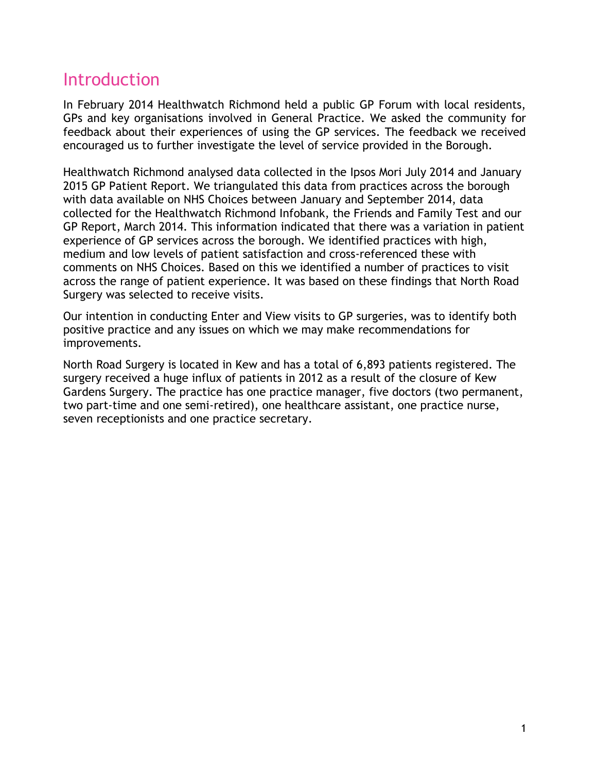# Introduction

In February 2014 Healthwatch Richmond held a public GP Forum with local residents, GPs and key organisations involved in General Practice. We asked the community for feedback about their experiences of using the GP services. The feedback we received encouraged us to further investigate the level of service provided in the Borough.

Healthwatch Richmond analysed data collected in the Ipsos Mori July 2014 and January 2015 GP Patient Report. We triangulated this data from practices across the borough with data available on NHS Choices between January and September 2014, data collected for the Healthwatch Richmond Infobank, the Friends and Family Test and our GP Report, March 2014. This information indicated that there was a variation in patient experience of GP services across the borough. We identified practices with high, medium and low levels of patient satisfaction and cross-referenced these with comments on NHS Choices. Based on this we identified a number of practices to visit across the range of patient experience. It was based on these findings that North Road Surgery was selected to receive visits.

Our intention in conducting Enter and View visits to GP surgeries, was to identify both positive practice and any issues on which we may make recommendations for improvements.

North Road Surgery is located in Kew and has a total of 6,893 patients registered. The surgery received a huge influx of patients in 2012 as a result of the closure of Kew Gardens Surgery. The practice has one practice manager, five doctors (two permanent, two part-time and one semi-retired), one healthcare assistant, one practice nurse, seven receptionists and one practice secretary.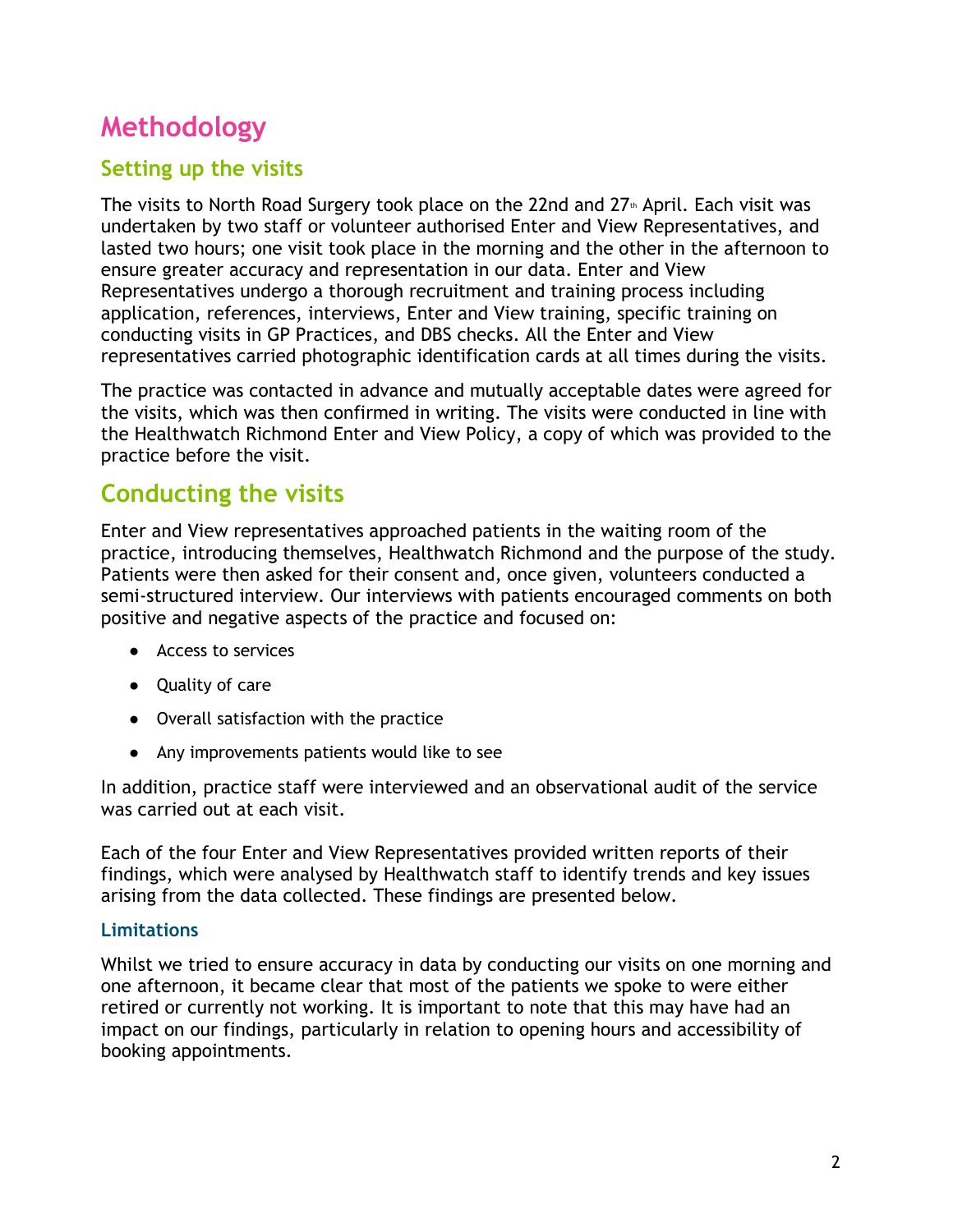# Methodology

## Setting up the visits

The visits to North Road Surgery took place on the 22nd and 27th April. Each visit was undertaken by two staff or volunteer authorised Enter and View Representatives, and lasted two hours; one visit took place in the morning and the other in the afternoon to ensure greater accuracy and representation in our data. Enter and View Representatives undergo a thorough recruitment and training process including application, references, interviews, Enter and View training, specific training on conducting visits in GP Practices, and DBS checks. All the Enter and View representatives carried photographic identification cards at all times during the visits.

The practice was contacted in advance and mutually acceptable dates were agreed for the visits, which was then confirmed in writing. The visits were conducted in line with the Healthwatch Richmond Enter and View Policy, a copy of which was provided to the practice before the visit.

## Conducting the visits

Enter and View representatives approached patients in the waiting room of the practice, introducing themselves, Healthwatch Richmond and the purpose of the study. Patients were then asked for their consent and, once given, volunteers conducted a semi-structured interview. Our interviews with patients encouraged comments on both positive and negative aspects of the practice and focused on:

- Access to services
- Quality of care
- Overall satisfaction with the practice
- Any improvements patients would like to see

In addition, practice staff were interviewed and an observational audit of the service was carried out at each visit.

Each of the four Enter and View Representatives provided written reports of their findings, which were analysed by Healthwatch staff to identify trends and key issues arising from the data collected. These findings are presented below.

### Limitations

Whilst we tried to ensure accuracy in data by conducting our visits on one morning and one afternoon, it became clear that most of the patients we spoke to were either retired or currently not working. It is important to note that this may have had an impact on our findings, particularly in relation to opening hours and accessibility of booking appointments.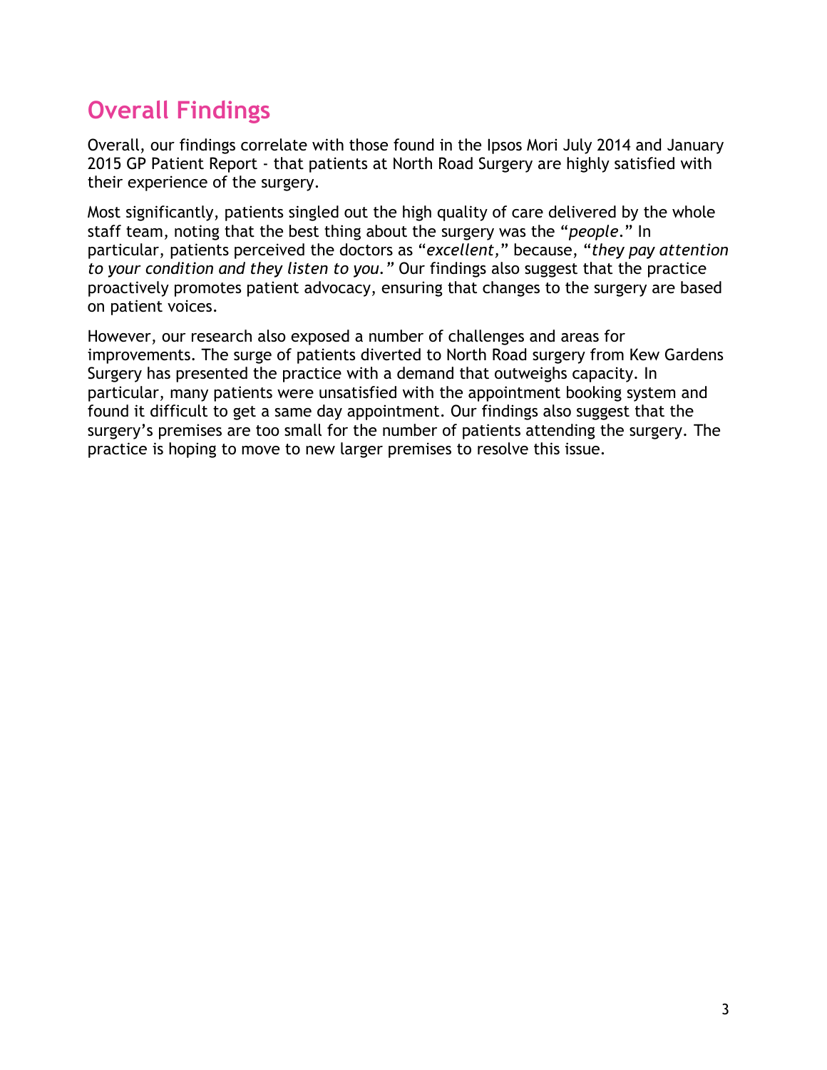## Overall Findings

Overall, our findings correlate with those found in the Ipsos Mori July 2014 and January 2015 GP Patient Report - that patients at North Road Surgery are highly satisfied with their experience of the surgery.

Most significantly, patients singled out the high quality of care delivered by the whole staff team, noting that the best thing about the surgery was the "*people*." In particular, patients perceived the doctors as "*excellent,*" because, "*they pay attention to your condition and they listen to you.*" Our findings also suggest that the practice proactively promotes patient advocacy, ensuring that changes to the surgery are based on patient voices.

However, our research also exposed a number of challenges and areas for improvements. The surge of patients diverted to North Road surgery from Kew Gardens Surgery has presented the practice with a demand that outweighs capacity. In particular, many patients were unsatisfied with the appointment booking system and found it difficult to get a same day appointment. Our findings also suggest that the surgery's premises are too small for the number of patients attending the surgery. The practice is hoping to move to new larger premises to resolve this issue.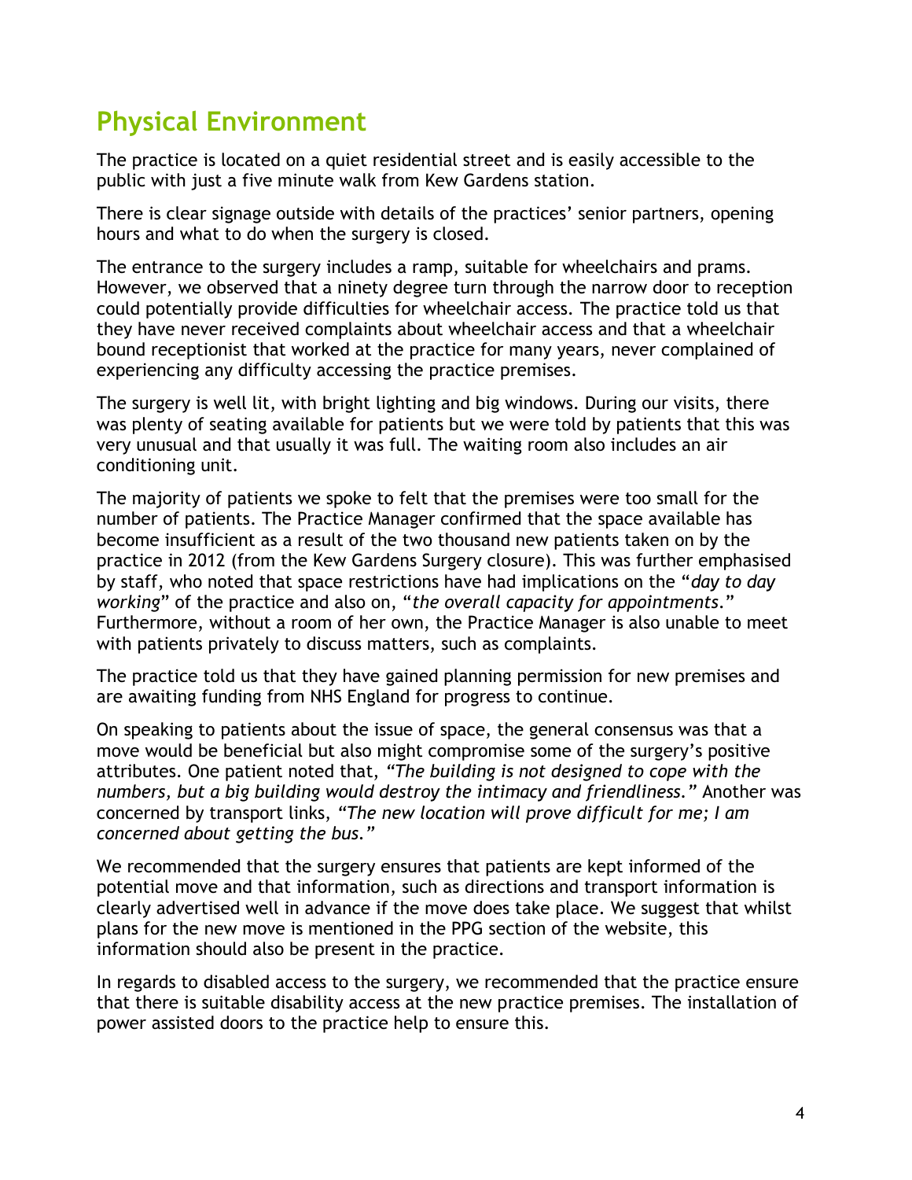## Physical Environment

The practice is located on a quiet residential street and is easily accessible to the public with just a five minute walk from Kew Gardens station.

There is clear signage outside with details of the practices' senior partners, opening hours and what to do when the surgery is closed.

The entrance to the surgery includes a ramp, suitable for wheelchairs and prams. However, we observed that a ninety degree turn through the narrow door to reception could potentially provide difficulties for wheelchair access. The practice told us that they have never received complaints about wheelchair access and that a wheelchair bound receptionist that worked at the practice for many years, never complained of experiencing any difficulty accessing the practice premises.

The surgery is well lit, with bright lighting and big windows. During our visits, there was plenty of seating available for patients but we were told by patients that this was very unusual and that usually it was full. The waiting room also includes an air conditioning unit.

The majority of patients we spoke to felt that the premises were too small for the number of patients. The Practice Manager confirmed that the space available has become insufficient as a result of the two thousand new patients taken on by the practice in 2012 (from the Kew Gardens Surgery closure). This was further emphasised by staff, who noted that space restrictions have had implications on the "*day to day working*" of the practice and also on, "*the overall capacity for appointments*." Furthermore, without a room of her own, the Practice Manager is also unable to meet with patients privately to discuss matters, such as complaints.

The practice told us that they have gained planning permission for new premises and are awaiting funding from NHS England for progress to continue.

On speaking to patients about the issue of space, the general consensus was that a move would be beneficial but also might compromise some of the surgery's positive attributes. One patient noted that, *"The building is not designed to cope with the numbers, but a big building would destroy the intimacy and friendliness."* Another was concerned by transport links, *"The new location will prove difficult for me; I am concerned about getting the bus."*

We recommended that the surgery ensures that patients are kept informed of the potential move and that information, such as directions and transport information is clearly advertised well in advance if the move does take place. We suggest that whilst plans for the new move is mentioned in the PPG section of the website, this information should also be present in the practice.

In regards to disabled access to the surgery, we recommended that the practice ensure that there is suitable disability access at the new practice premises. The installation of power assisted doors to the practice help to ensure this.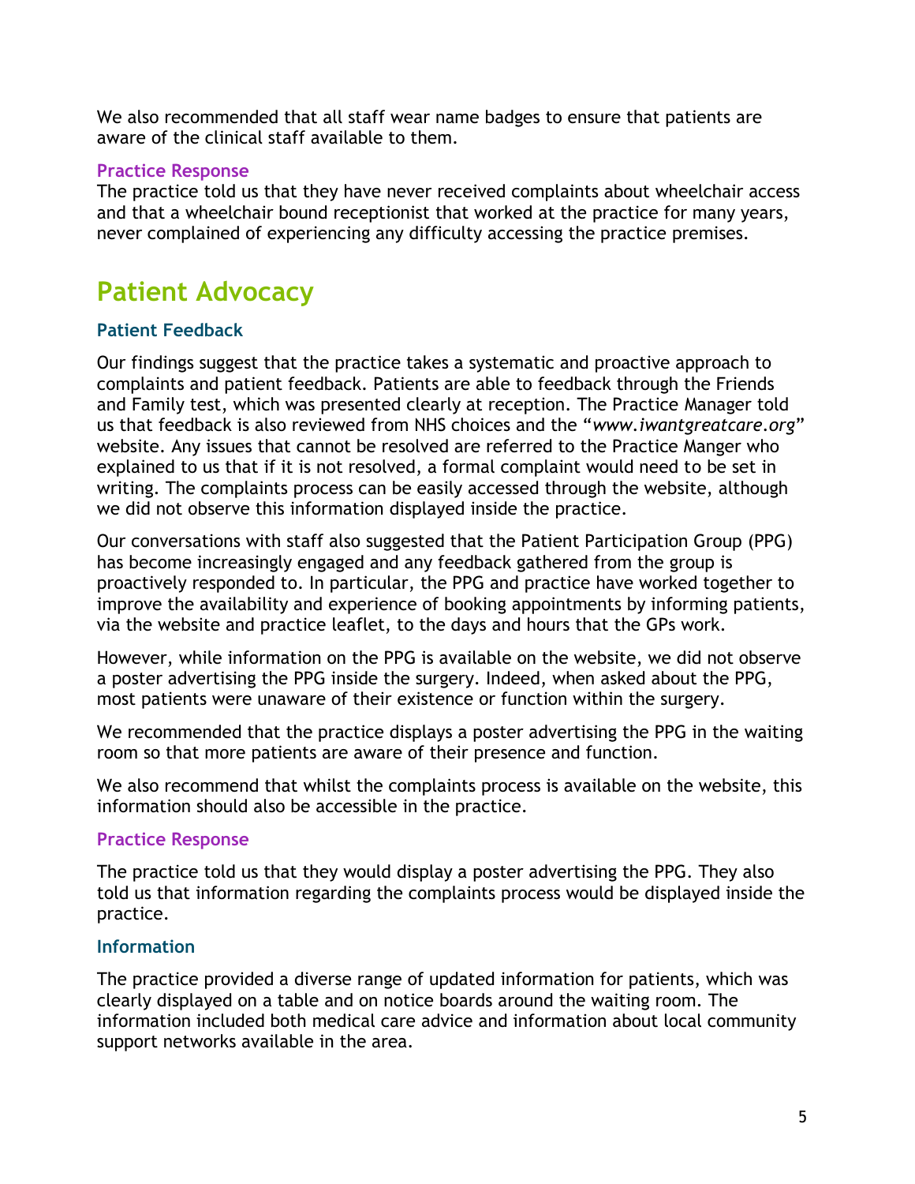We also recommended that all staff wear name badges to ensure that patients are aware of the clinical staff available to them.

### Practice Response

The practice told us that they have never received complaints about wheelchair access and that a wheelchair bound receptionist that worked at the practice for many years, never complained of experiencing any difficulty accessing the practice premises.

# Patient Advocacy

### Patient Feedback

Our findings suggest that the practice takes a systematic and proactive approach to complaints and patient feedback. Patients are able to feedback through the Friends and Family test, which was presented clearly at reception. The Practice Manager told us that feedback is also reviewed from NHS choices and the "*www.iwantgreatcare.org*" website. Any issues that cannot be resolved are referred to the Practice Manger who explained to us that if it is not resolved, a formal complaint would need to be set in writing. The complaints process can be easily accessed through the website, although we did not observe this information displayed inside the practice.

Our conversations with staff also suggested that the Patient Participation Group (PPG) has become increasingly engaged and any feedback gathered from the group is proactively responded to. In particular, the PPG and practice have worked together to improve the availability and experience of booking appointments by informing patients, via the website and practice leaflet, to the days and hours that the GPs work.

However, while information on the PPG is available on the website, we did not observe a poster advertising the PPG inside the surgery. Indeed, when asked about the PPG, most patients were unaware of their existence or function within the surgery.

We recommended that the practice displays a poster advertising the PPG in the waiting room so that more patients are aware of their presence and function.

We also recommend that whilst the complaints process is available on the website, this information should also be accessible in the practice.

### Practice Response

The practice told us that they would display a poster advertising the PPG. They also told us that information regarding the complaints process would be displayed inside the practice.

### Information

The practice provided a diverse range of updated information for patients, which was clearly displayed on a table and on notice boards around the waiting room. The information included both medical care advice and information about local community support networks available in the area.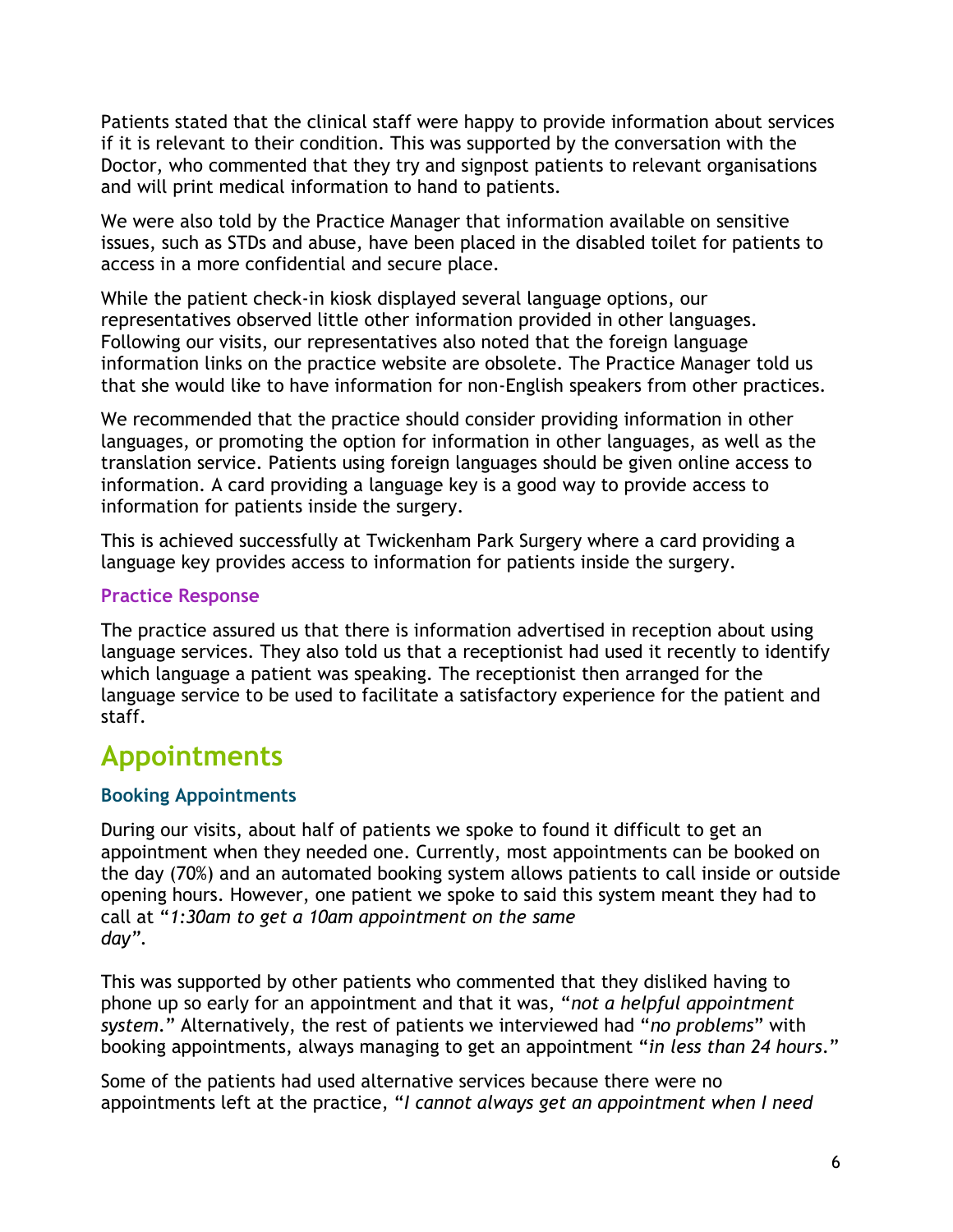Patients stated that the clinical staff were happy to provide information about services if it is relevant to their condition. This was supported by the conversation with the Doctor, who commented that they try and signpost patients to relevant organisations and will print medical information to hand to patients.

We were also told by the Practice Manager that information available on sensitive issues, such as STDs and abuse, have been placed in the disabled toilet for patients to access in a more confidential and secure place.

While the patient check-in kiosk displayed several language options, our representatives observed little other information provided in other languages. Following our visits, our representatives also noted that the foreign language information links on the practice website are obsolete. The Practice Manager told us that she would like to have information for non-English speakers from other practices.

We recommended that the practice should consider providing information in other languages, or promoting the option for information in other languages, as well as the translation service. Patients using foreign languages should be given online access to information. A card providing a language key is a good way to provide access to information for patients inside the surgery.

This is achieved successfully at Twickenham Park Surgery where a card providing a language key provides access to information for patients inside the surgery.

### Practice Response

The practice assured us that there is information advertised in reception about using language services. They also told us that a receptionist had used it recently to identify which language a patient was speaking. The receptionist then arranged for the language service to be used to facilitate a satisfactory experience for the patient and staff.

## Appointments

### Booking Appointments

During our visits, about half of patients we spoke to found it difficult to get an appointment when they needed one. Currently, most appointments can be booked on the day (70%) and an automated booking system allows patients to call inside or outside opening hours. However, one patient we spoke to said this system meant they had to call at "*1:30am to get a 10am appointment on the same day*".

This was supported by other patients who commented that they disliked having to phone up so early for an appointment and that it was, "*not a helpful appointment system*." Alternatively, the rest of patients we interviewed had "*no problems*" with booking appointments, always managing to get an appointment "*in less than 24 hours*."

Some of the patients had used alternative services because there were no appointments left at the practice, "*I cannot always get an appointment when I need*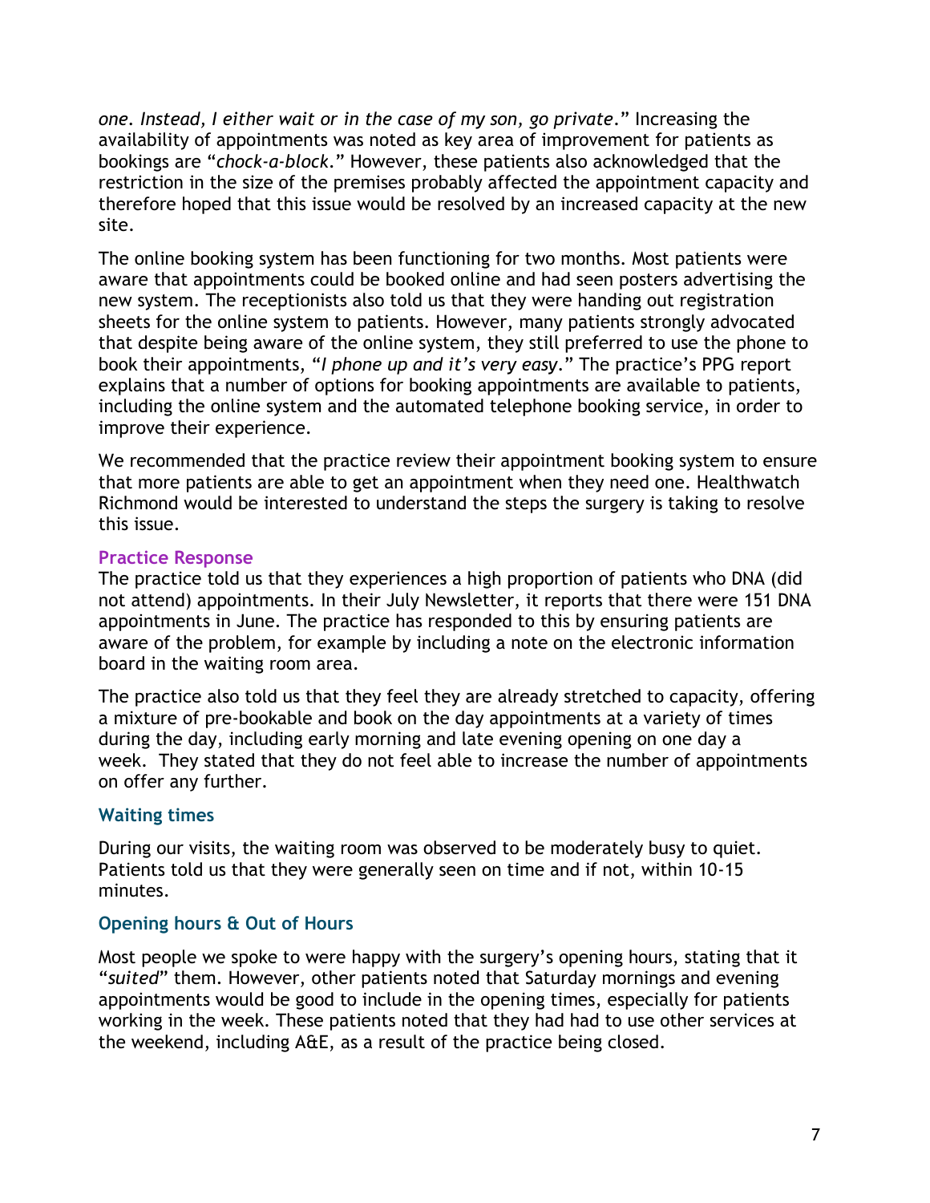*one. Instead, I either wait or in the case of my son, go private.*" Increasing the availability of appointments was noted as key area of improvement for patients as bookings are "*chock-a-block.*" However, these patients also acknowledged that the restriction in the size of the premises probably affected the appointment capacity and therefore hoped that this issue would be resolved by an increased capacity at the new site.

The online booking system has been functioning for two months. Most patients were aware that appointments could be booked online and had seen posters advertising the new system. The receptionists also told us that they were handing out registration sheets for the online system to patients. However, many patients strongly advocated that despite being aware of the online system, they still preferred to use the phone to book their appointments, "*I phone up and it's very easy.*" The practice's PPG report explains that a number of options for booking appointments are available to patients, including the online system and the automated telephone booking service, in order to improve their experience.

We recommended that the practice review their appointment booking system to ensure that more patients are able to get an appointment when they need one. Healthwatch Richmond would be interested to understand the steps the surgery is taking to resolve this issue.

#### Practice Response

The practice told us that they experiences a high proportion of patients who DNA (did not attend) appointments. In their July Newsletter, it reports that there were 151 DNA appointments in June. The practice has responded to this by ensuring patients are aware of the problem, for example by including a note on the electronic information board in the waiting room area.

The practice also told us that they feel they are already stretched to capacity, offering a mixture of pre-bookable and book on the day appointments at a variety of times during the day, including early morning and late evening opening on one day a week. They stated that they do not feel able to increase the number of appointments on offer any further.

### Waiting times

During our visits, the waiting room was observed to be moderately busy to quiet. Patients told us that they were generally seen on time and if not, within 10-15 minutes.

### Opening hours & Out of Hours

Most people we spoke to were happy with the surgery's opening hours, stating that it "*suited*" them. However, other patients noted that Saturday mornings and evening appointments would be good to include in the opening times, especially for patients working in the week. These patients noted that they had had to use other services at the weekend, including A&E, as a result of the practice being closed.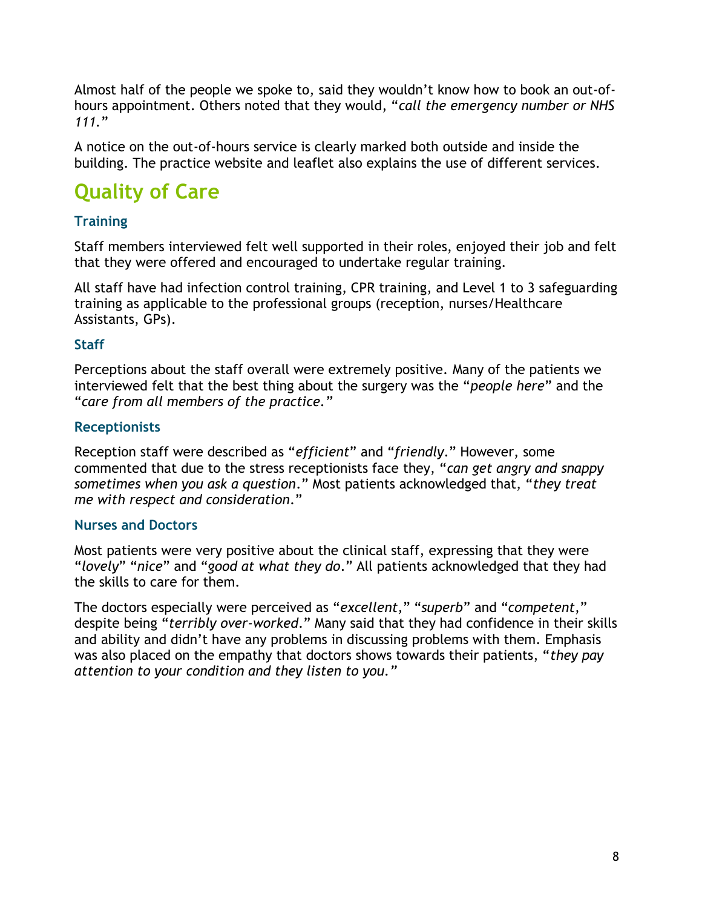Almost half of the people we spoke to, said they wouldn't know how to book an out-of-hours appointment. Others noted that they would, "*call the emergency number or NHS 111.*"

A notice on the out-of-hours service is clearly marked both outside and inside the building. The practice website and leaflet also explains the use of different services.

# Quality of Care

### Training

Staff members interviewed felt well supported in their roles, enjoyed their job and felt that they were offered and encouraged to undertake regular training.

All staff have had infection control training, CPR training, and Level 1 to 3 safeguarding training as applicable to the professional groups (reception, nurses/Healthcare Assistants, GPs).

### Staff

Perceptions about the staff overall were extremely positive. Many of the patients we interviewed felt that the best thing about the surgery was the "*people here*" and the "*care from all members of the practice.*"

### Receptionists

Reception staff were described as "*efficient*" and "*friendly*." However, some commented that due to the stress receptionists face they, "*can get angry and snappy sometimes when you ask a question*." Most patients acknowledged that, "*they treat me with respect and consideration*."

### Nurses and Doctors

Most patients were very positive about the clinical staff, expressing that they were "*lovely*" "*nice*" and "*good at what they do*." All patients acknowledged that they had the skills to care for them.

The doctors especially were perceived as "*excellent*," "*superb*" and "*competent*," despite being "*terribly over-worked*." Many said that they had confidence in their skills and ability and didn't have any problems in discussing problems with them. Emphasis was also placed on the empathy that doctors shows towards their patients, "*they pay attention to your condition and they listen to you.*"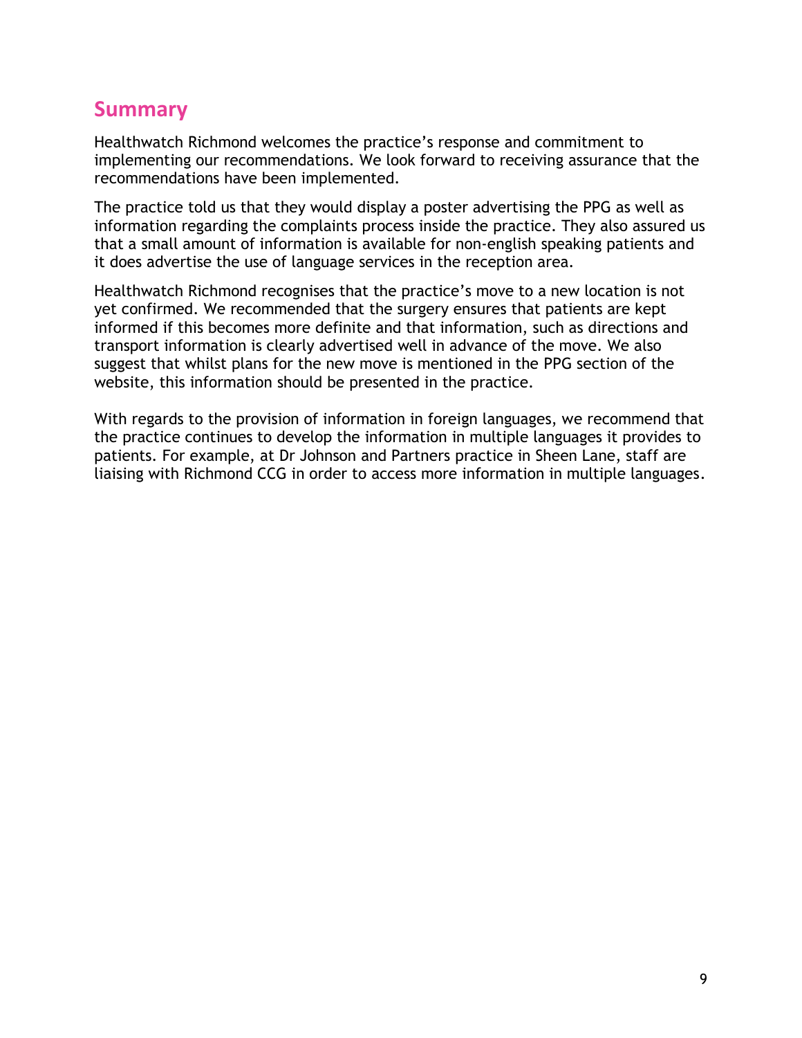## Summary

Healthwatch Richmond welcomes the practice's response and commitment to implementing our recommendations. We look forward to receiving assurance that the recommendations have been implemented.

The practice told us that they would display a poster advertising the PPG as well as information regarding the complaints process inside the practice. They also assured us that a small amount of information is available for non-english speaking patients and it does advertise the use of language services in the reception area.

Healthwatch Richmond recognises that the practice's move to a new location is not yet confirmed. We recommended that the surgery ensures that patients are kept informed if this becomes more definite and that information, such as directions and transport information is clearly advertised well in advance of the move. We also suggest that whilst plans for the new move is mentioned in the PPG section of the website, this information should be presented in the practice.

With regards to the provision of information in foreign languages, we recommend that the practice continues to develop the information in multiple languages it provides to patients. For example, at Dr Johnson and Partners practice in Sheen Lane, staff are liaising with Richmond CCG in order to access more information in multiple languages.